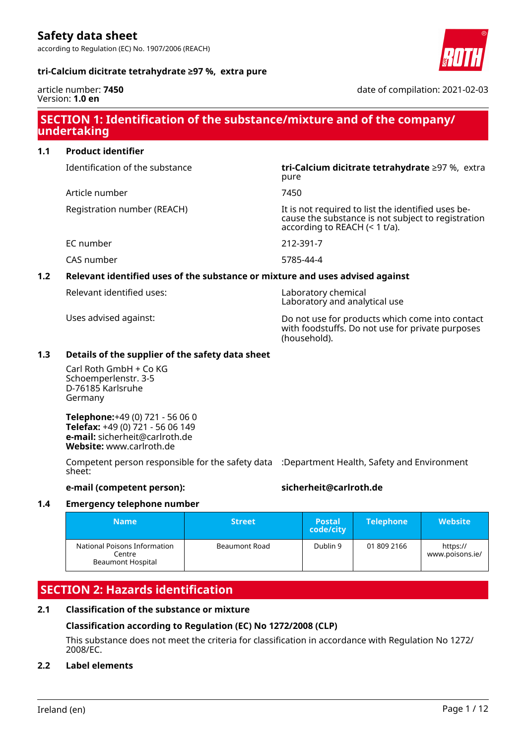# Safety data sheet

according to Regulation (EC) No. 1907/2006 (REACH)

**tri-Calcium dicitrate tetrahydrate ≥97 %, extra pure**

article number: **7450**
Version: **1.0 en**

date of compilation: 2021-02-03

## SECTION 1: Identification of the substance/mixture and of the company/undertaking

### 1.1 Product identifier

| | |
|---|---|
| Identification of the substance | **tri-Calcium dicitrate tetrahydrate** ≥97 %, extra pure |
| Article number | 7450 |
| Registration number (REACH) | It is not required to list the identified uses because the substance is not subject to registration according to REACH (< 1 t/a). |
| EC number | 212-391-7 |
| CAS number | 5785-44-4 |

### 1.2 Relevant identified uses of the substance or mixture and uses advised against

| | |
|---|---|
| Relevant identified uses: | Laboratory chemical<br>Laboratory and analytical use |
| Uses advised against: | Do not use for products which come into contact with foodstuffs. Do not use for private purposes (household). |

### 1.3 Details of the supplier of the safety data sheet

Carl Roth GmbH + Co KG
Schoemperlenstr. 3-5
D-76185 Karlsruhe
Germany

**Telephone:**+49 (0) 721 - 56 06 0
**Telefax:** +49 (0) 721 - 56 06 149
**e-mail:** sicherheit@carlroth.de
**Website:** www.carlroth.de

Competent person responsible for the safety data sheet: :Department Health, Safety and Environment

**e-mail (competent person):** **sicherheit@carlroth.de**

### 1.4 Emergency telephone number

| Name | Street | Postal code/city | Telephone | Website |
|---|---|---|---|---|
| National Poisons Information Centre Beaumont Hospital | Beaumont Road | Dublin 9 | 01 809 2166 | https://www.poisons.ie/ |

## SECTION 2: Hazards identification

### 2.1 Classification of the substance or mixture

**Classification according to Regulation (EC) No 1272/2008 (CLP)**

This substance does not meet the criteria for classification in accordance with Regulation No 1272/2008/EC.

### 2.2 Label elements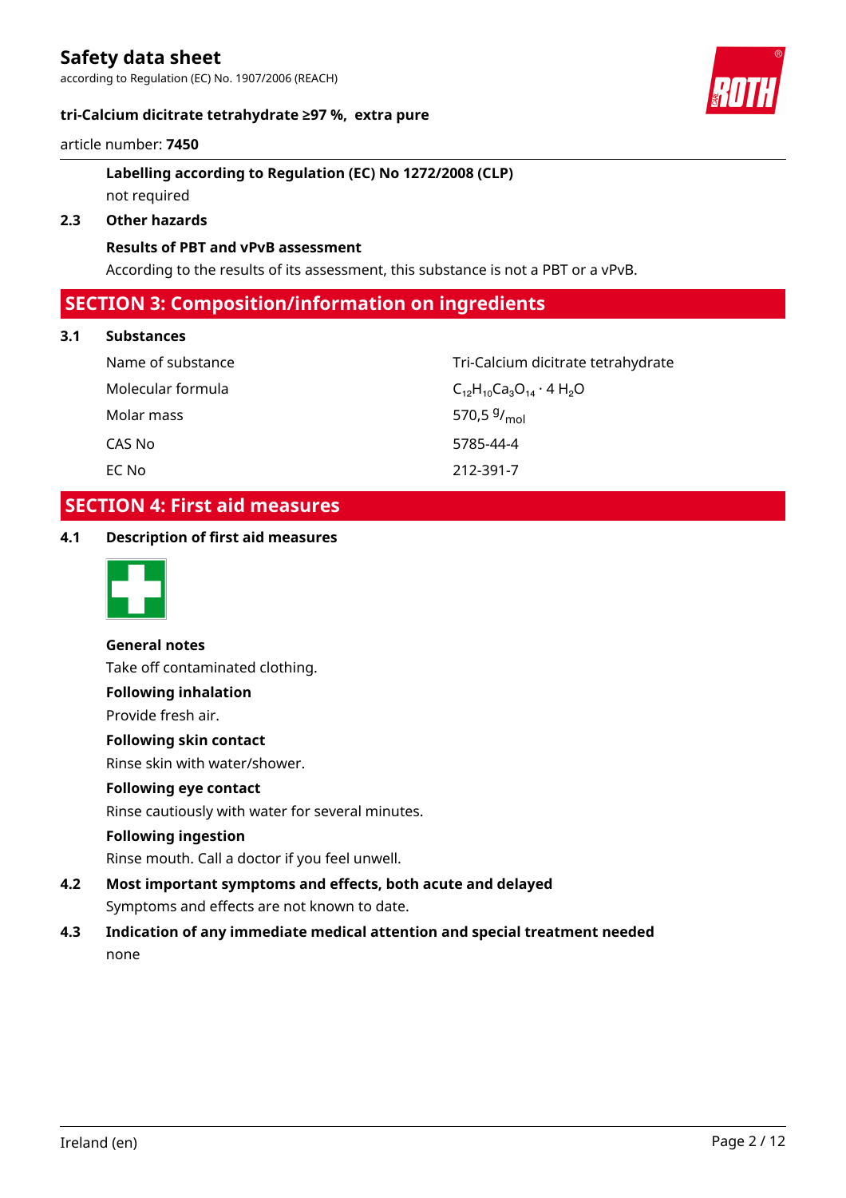### Labelling according to Regulation (EC) No 1272/2008 (CLP)

not required

### 2.3 Other hazards

**Results of PBT and vPvB assessment**

According to the results of its assessment, this substance is not a PBT or a vPvB.

## SECTION 3: Composition/information on ingredients

### 3.1 Substances

| | |
|---|---|
| Name of substance | Tri-Calcium dicitrate tetrahydrate |
| Molecular formula | $C_{12}H_{10}Ca_3O_{14} \cdot 4\ H_2O$ |
| Molar mass | 570,5 $^{g}/_{mol}$ |
| CAS No | 5785-44-4 |
| EC No | 212-391-7 |

## SECTION 4: First aid measures

### 4.1 Description of first aid measures

**General notes**

Take off contaminated clothing.

**Following inhalation**

Provide fresh air.

**Following skin contact**

Rinse skin with water/shower.

**Following eye contact**

Rinse cautiously with water for several minutes.

**Following ingestion**

Rinse mouth. Call a doctor if you feel unwell.

### 4.2 Most important symptoms and effects, both acute and delayed

Symptoms and effects are not known to date.

### 4.3 Indication of any immediate medical attention and special treatment needed

none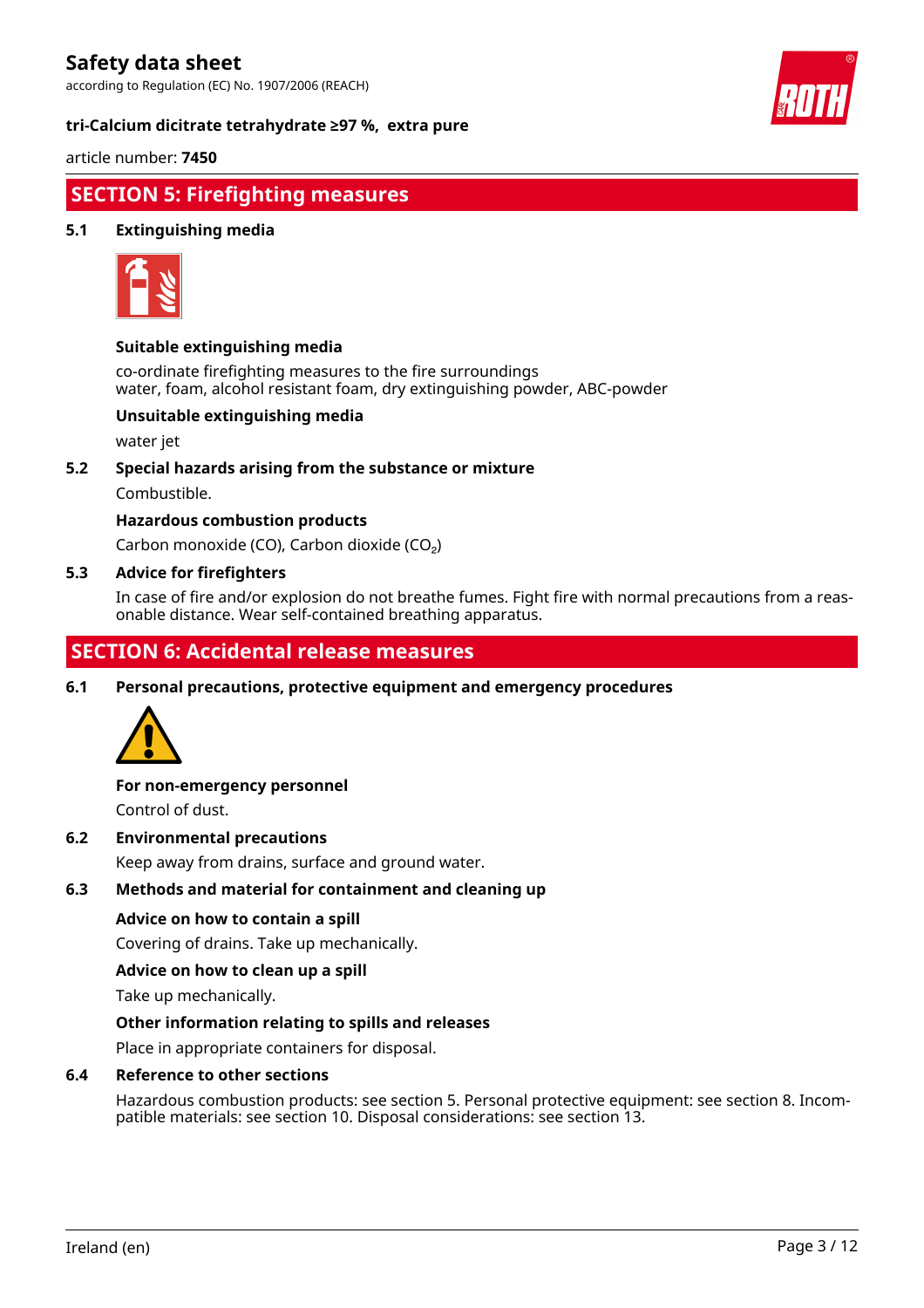## SECTION 5: Firefighting measures

### 5.1 Extinguishing media

**Suitable extinguishing media**

co-ordinate firefighting measures to the fire surroundings
water, foam, alcohol resistant foam, dry extinguishing powder, ABC-powder

**Unsuitable extinguishing media**

water jet

### 5.2 Special hazards arising from the substance or mixture

Combustible.

**Hazardous combustion products**

Carbon monoxide (CO), Carbon dioxide ($CO_2$)

### 5.3 Advice for firefighters

In case of fire and/or explosion do not breathe fumes. Fight fire with normal precautions from a reasonable distance. Wear self-contained breathing apparatus.

## SECTION 6: Accidental release measures

### 6.1 Personal precautions, protective equipment and emergency procedures

**For non-emergency personnel**

Control of dust.

### 6.2 Environmental precautions

Keep away from drains, surface and ground water.

### 6.3 Methods and material for containment and cleaning up

**Advice on how to contain a spill**

Covering of drains. Take up mechanically.

**Advice on how to clean up a spill**

Take up mechanically.

**Other information relating to spills and releases**

Place in appropriate containers for disposal.

### 6.4 Reference to other sections

Hazardous combustion products: see section 5. Personal protective equipment: see section 8. Incompatible materials: see section 10. Disposal considerations: see section 13.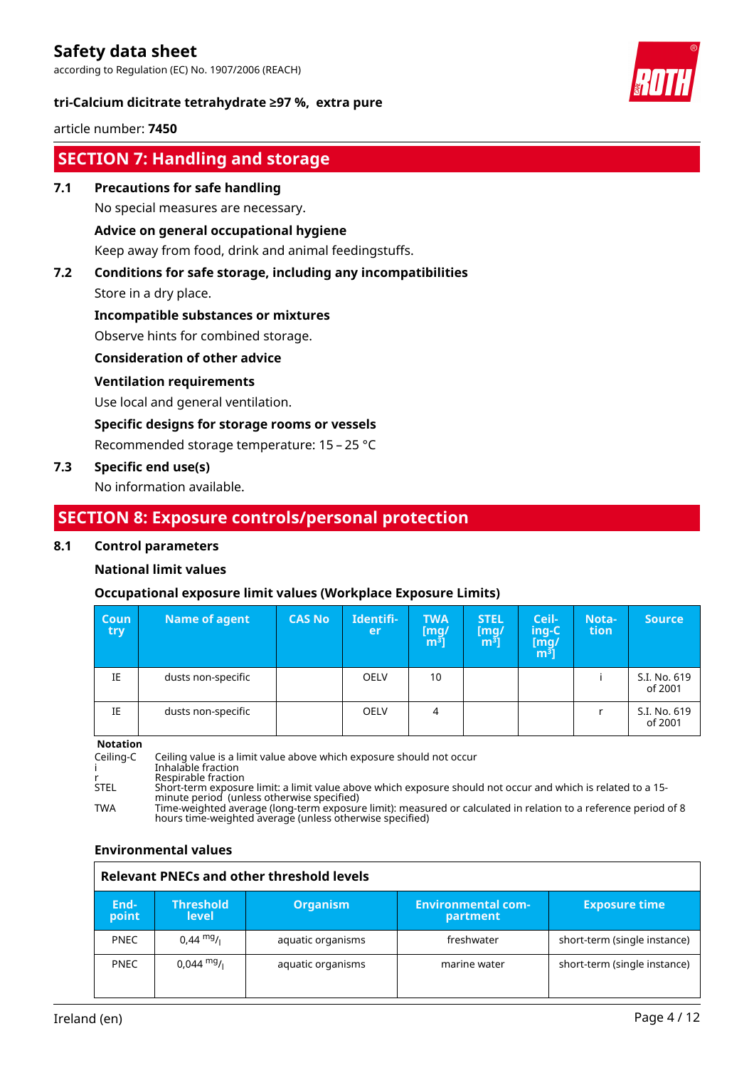## SECTION 7: Handling and storage

### 7.1 Precautions for safe handling

No special measures are necessary.

**Advice on general occupational hygiene**

Keep away from food, drink and animal feedingstuffs.

### 7.2 Conditions for safe storage, including any incompatibilities

Store in a dry place.

**Incompatible substances or mixtures**

Observe hints for combined storage.

**Consideration of other advice**

**Ventilation requirements**

Use local and general ventilation.

**Specific designs for storage rooms or vessels**

Recommended storage temperature: 15 – 25 °C

### 7.3 Specific end use(s)

No information available.

## SECTION 8: Exposure controls/personal protection

### 8.1 Control parameters

**National limit values**

**Occupational exposure limit values (Workplace Exposure Limits)**

| Country | Name of agent | CAS No | Identifier | TWA [mg/m³] | STEL [mg/m³] | Ceiling-C [mg/m³] | Notation | Source |
|---|---|---|---|---|---|---|---|---|
| IE | dusts non-specific | | OELV | 10 | | | i | S.I. No. 619 of 2001 |
| IE | dusts non-specific | | OELV | 4 | | | r | S.I. No. 619 of 2001 |

**Notation**

Ceiling-C Ceiling value is a limit value above which exposure should not occur
i Inhalable fraction
r Respirable fraction
STEL Short-term exposure limit: a limit value above which exposure should not occur and which is related to a 15-minute period (unless otherwise specified)
TWA Time-weighted average (long-term exposure limit): measured or calculated in relation to a reference period of 8 hours time-weighted average (unless otherwise specified)

**Environmental values**

| Relevant PNECs and other threshold levels | | | | |
|---|---|---|---|---|
| **End-point** | **Threshold level** | **Organism** | **Environmental compartment** | **Exposure time** |
| PNEC | 0,44 $^{mg}/_{l}$ | aquatic organisms | freshwater | short-term (single instance) |
| PNEC | 0,044 $^{mg}/_{l}$ | aquatic organisms | marine water | short-term (single instance) |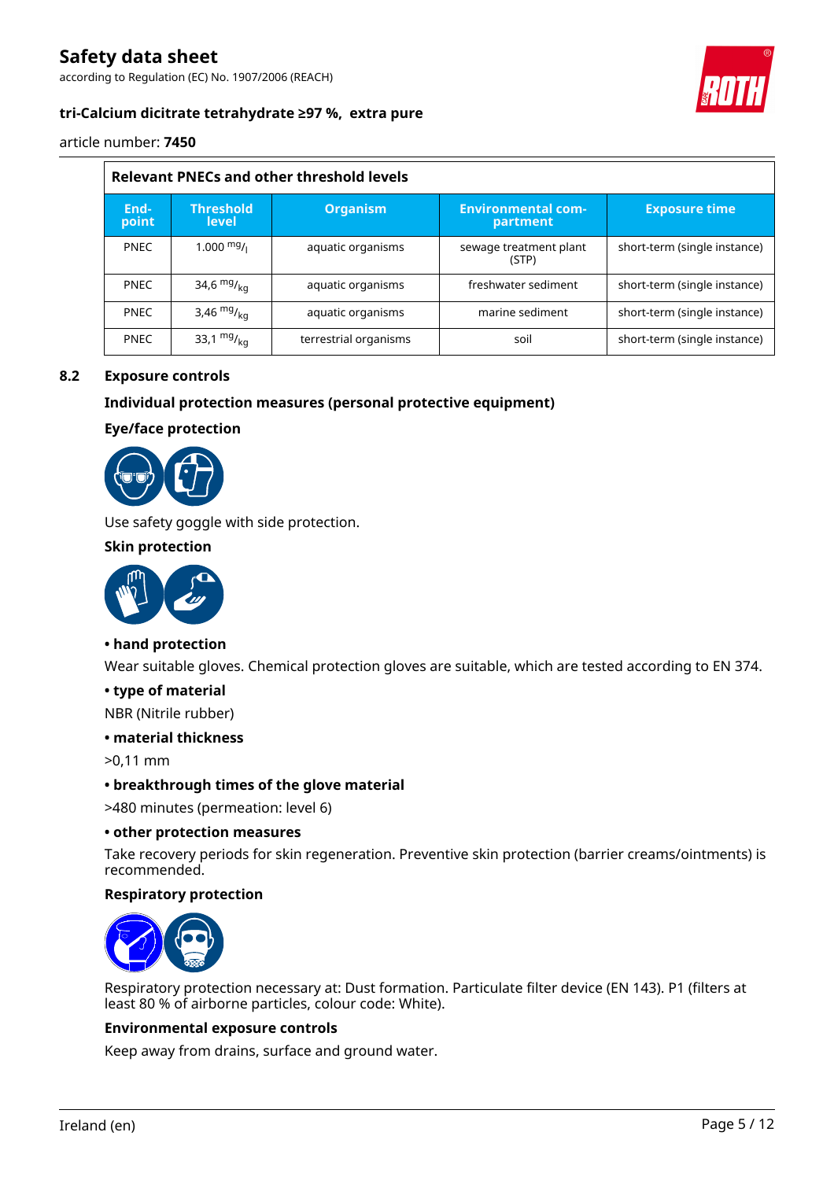| Relevant PNECs and other threshold levels | | | | |
|---|---|---|---|---|
| End-point | Threshold level | Organism | Environmental compartment | Exposure time |
| PNEC | 1.000 $^{mg}/_{l}$ | aquatic organisms | sewage treatment plant (STP) | short-term (single instance) |
| PNEC | 34,6 $^{mg}/_{kg}$ | aquatic organisms | freshwater sediment | short-term (single instance) |
| PNEC | 3,46 $^{mg}/_{kg}$ | aquatic organisms | marine sediment | short-term (single instance) |
| PNEC | 33,1 $^{mg}/_{kg}$ | terrestrial organisms | soil | short-term (single instance) |

## 8.2 Exposure controls

### Individual protection measures (personal protective equipment)

#### Eye/face protection

Use safety goggle with side protection.

#### Skin protection

**• hand protection**

Wear suitable gloves. Chemical protection gloves are suitable, which are tested according to EN 374.

**• type of material**

NBR (Nitrile rubber)

**• material thickness**

>0,11 mm

**• breakthrough times of the glove material**

>480 minutes (permeation: level 6)

**• other protection measures**

Take recovery periods for skin regeneration. Preventive skin protection (barrier creams/ointments) is recommended.

#### Respiratory protection

Respiratory protection necessary at: Dust formation. Particulate filter device (EN 143). P1 (filters at least 80 % of airborne particles, colour code: White).

#### Environmental exposure controls

Keep away from drains, surface and ground water.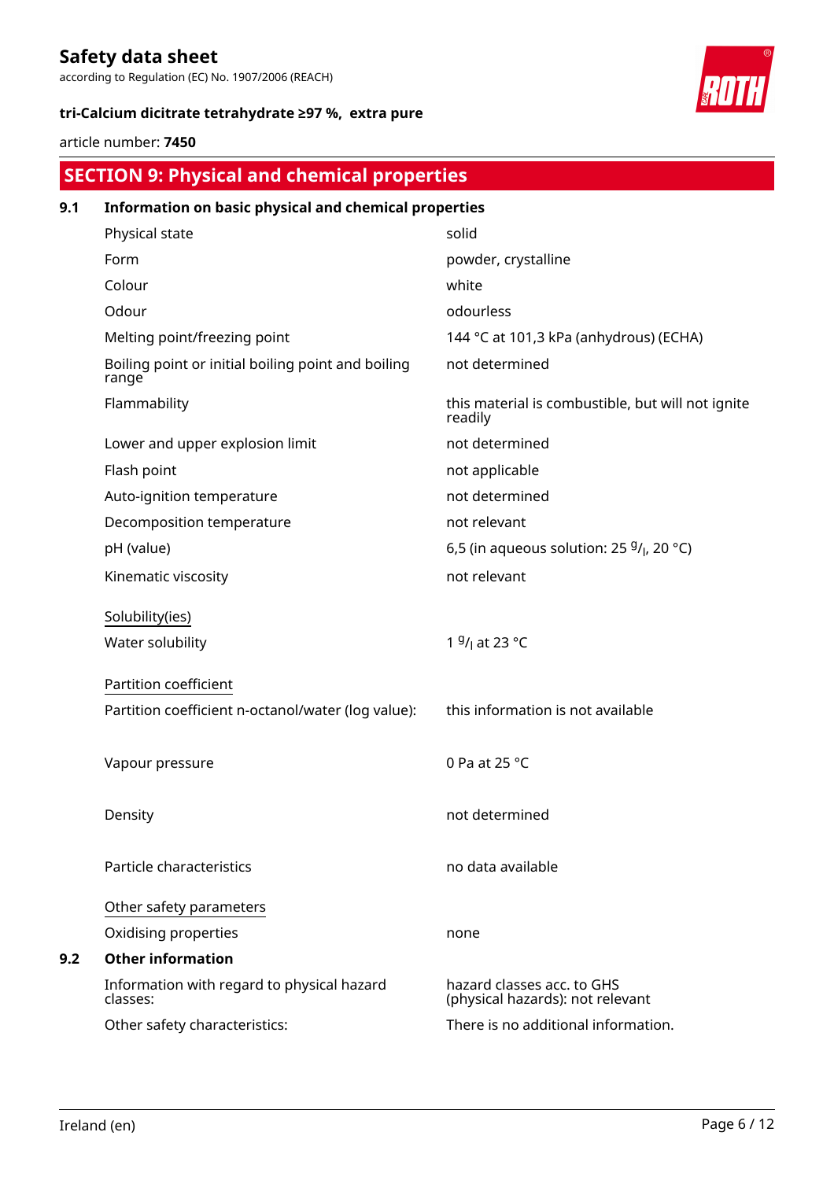## SECTION 9: Physical and chemical properties

### 9.1 Information on basic physical and chemical properties

| | |
|---|---|
| Physical state | solid |
| Form | powder, crystalline |
| Colour | white |
| Odour | odourless |
| Melting point/freezing point | 144 °C at 101,3 kPa (anhydrous) (ECHA) |
| Boiling point or initial boiling point and boiling range | not determined |
| Flammability | this material is combustible, but will not ignite readily |
| Lower and upper explosion limit | not determined |
| Flash point | not applicable |
| Auto-ignition temperature | not determined |
| Decomposition temperature | not relevant |
| pH (value) | 6,5 (in aqueous solution: 25 $^{g}/_{l}$, 20 °C) |
| Kinematic viscosity | not relevant |

Solubility(ies)

| | |
|---|---|
| Water solubility | 1 $^{g}/_{l}$ at 23 °C |

Partition coefficient

| | |
|---|---|
| Partition coefficient n-octanol/water (log value): | this information is not available |
| Vapour pressure | 0 Pa at 25 °C |
| Density | not determined |
| Particle characteristics | no data available |

Other safety parameters

| | |
|---|---|
| Oxidising properties | none |

### 9.2 Other information

| | |
|---|---|
| Information with regard to physical hazard classes: | hazard classes acc. to GHS (physical hazards): not relevant |
| Other safety characteristics: | There is no additional information. |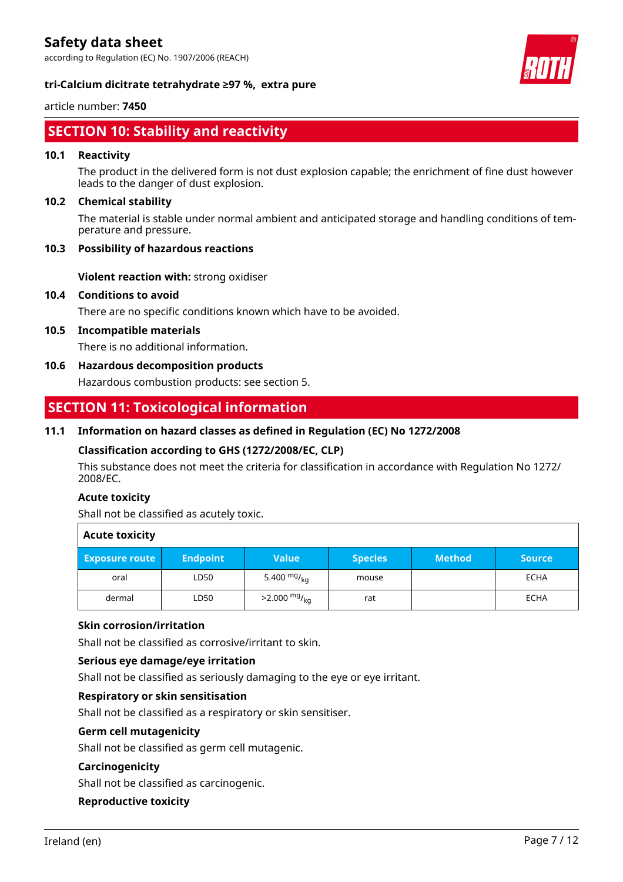## SECTION 10: Stability and reactivity

### 10.1 Reactivity

The product in the delivered form is not dust explosion capable; the enrichment of fine dust however leads to the danger of dust explosion.

### 10.2 Chemical stability

The material is stable under normal ambient and anticipated storage and handling conditions of temperature and pressure.

### 10.3 Possibility of hazardous reactions

**Violent reaction with:** strong oxidiser

### 10.4 Conditions to avoid

There are no specific conditions known which have to be avoided.

### 10.5 Incompatible materials

There is no additional information.

### 10.6 Hazardous decomposition products

Hazardous combustion products: see section 5.

## SECTION 11: Toxicological information

### 11.1 Information on hazard classes as defined in Regulation (EC) No 1272/2008

**Classification according to GHS (1272/2008/EC, CLP)**

This substance does not meet the criteria for classification in accordance with Regulation No 1272/2008/EC.

**Acute toxicity**

Shall not be classified as acutely toxic.

**Acute toxicity**

| Exposure route | Endpoint | Value | Species | Method | Source |
|---|---|---|---|---|---|
| oral | LD50 | 5.400 $^{mg}/_{kg}$ | mouse | | ECHA |
| dermal | LD50 | >2.000 $^{mg}/_{kg}$ | rat | | ECHA |

**Skin corrosion/irritation**

Shall not be classified as corrosive/irritant to skin.

**Serious eye damage/eye irritation**

Shall not be classified as seriously damaging to the eye or eye irritant.

**Respiratory or skin sensitisation**

Shall not be classified as a respiratory or skin sensitiser.

**Germ cell mutagenicity**

Shall not be classified as germ cell mutagenic.

**Carcinogenicity**

Shall not be classified as carcinogenic.

**Reproductive toxicity**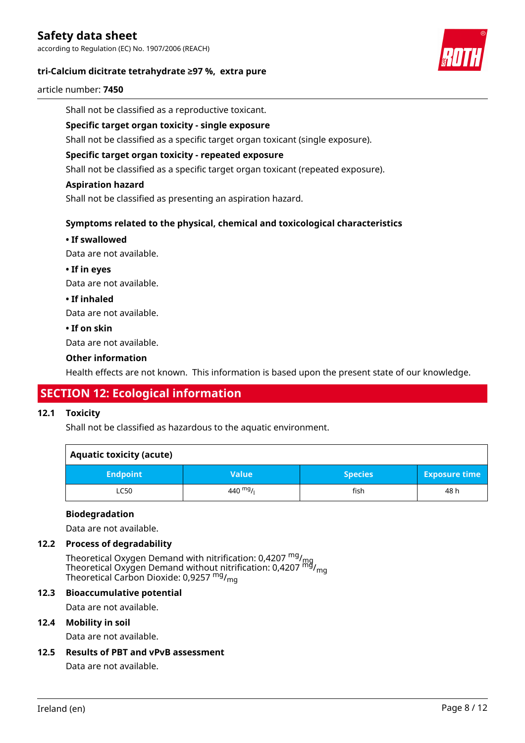Shall not be classified as a reproductive toxicant.

**Specific target organ toxicity - single exposure**

Shall not be classified as a specific target organ toxicant (single exposure).

**Specific target organ toxicity - repeated exposure**

Shall not be classified as a specific target organ toxicant (repeated exposure).

**Aspiration hazard**

Shall not be classified as presenting an aspiration hazard.

**Symptoms related to the physical, chemical and toxicological characteristics**

**• If swallowed**

Data are not available.

**• If in eyes**

Data are not available.

**• If inhaled**

Data are not available.

**• If on skin**

Data are not available.

**Other information**

Health effects are not known. This information is based upon the present state of our knowledge.

## SECTION 12: Ecological information

### 12.1 Toxicity

Shall not be classified as hazardous to the aquatic environment.

| Aquatic toxicity (acute) | | | |
|---|---|---|---|
| **Endpoint** | **Value** | **Species** | **Exposure time** |
| LC50 | 440 $^{mg}/_{l}$ | fish | 48 h |

**Biodegradation**

Data are not available.

### 12.2 Process of degradability

Theoretical Oxygen Demand with nitrification: 0,4207 $^{mg}/_{mg}$
Theoretical Oxygen Demand without nitrification: 0,4207 $^{mg}/_{mg}$
Theoretical Carbon Dioxide: 0,9257 $^{mg}/_{mg}$

### 12.3 Bioaccumulative potential

Data are not available.

### 12.4 Mobility in soil

Data are not available.

### 12.5 Results of PBT and vPvB assessment

Data are not available.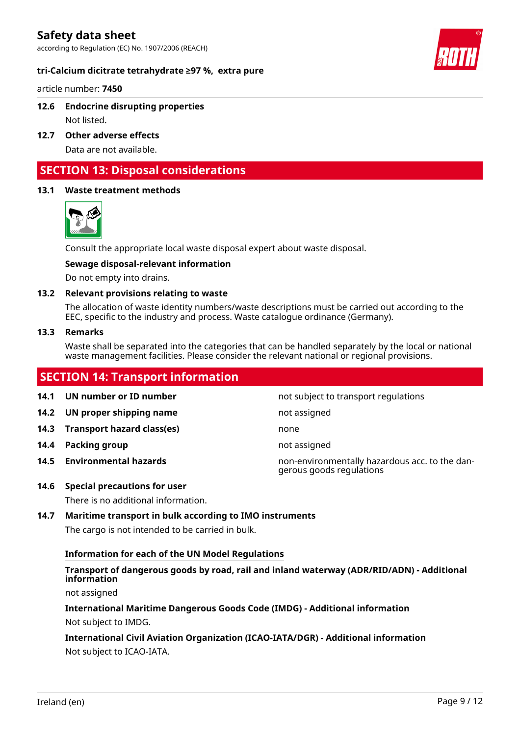### 12.6 Endocrine disrupting properties

Not listed.

### 12.7 Other adverse effects

Data are not available.

## SECTION 13: Disposal considerations

### 13.1 Waste treatment methods

Consult the appropriate local waste disposal expert about waste disposal.

**Sewage disposal-relevant information**

Do not empty into drains.

### 13.2 Relevant provisions relating to waste

The allocation of waste identity numbers/waste descriptions must be carried out according to the EEC, specific to the industry and process. Waste catalogue ordinance (Germany).

### 13.3 Remarks

Waste shall be separated into the categories that can be handled separately by the local or national waste management facilities. Please consider the relevant national or regional provisions.

## SECTION 14: Transport information

| | | |
|---|---|---|
| **14.1** | **UN number or ID number** | not subject to transport regulations |
| **14.2** | **UN proper shipping name** | not assigned |
| **14.3** | **Transport hazard class(es)** | none |
| **14.4** | **Packing group** | not assigned |
| **14.5** | **Environmental hazards** | non-environmentally hazardous acc. to the dangerous goods regulations |

### 14.6 Special precautions for user

There is no additional information.

### 14.7 Maritime transport in bulk according to IMO instruments

The cargo is not intended to be carried in bulk.

**Information for each of the UN Model Regulations**

**Transport of dangerous goods by road, rail and inland waterway (ADR/RID/ADN) - Additional information**

not assigned

**International Maritime Dangerous Goods Code (IMDG) - Additional information**

Not subject to IMDG.

**International Civil Aviation Organization (ICAO-IATA/DGR) - Additional information**

Not subject to ICAO-IATA.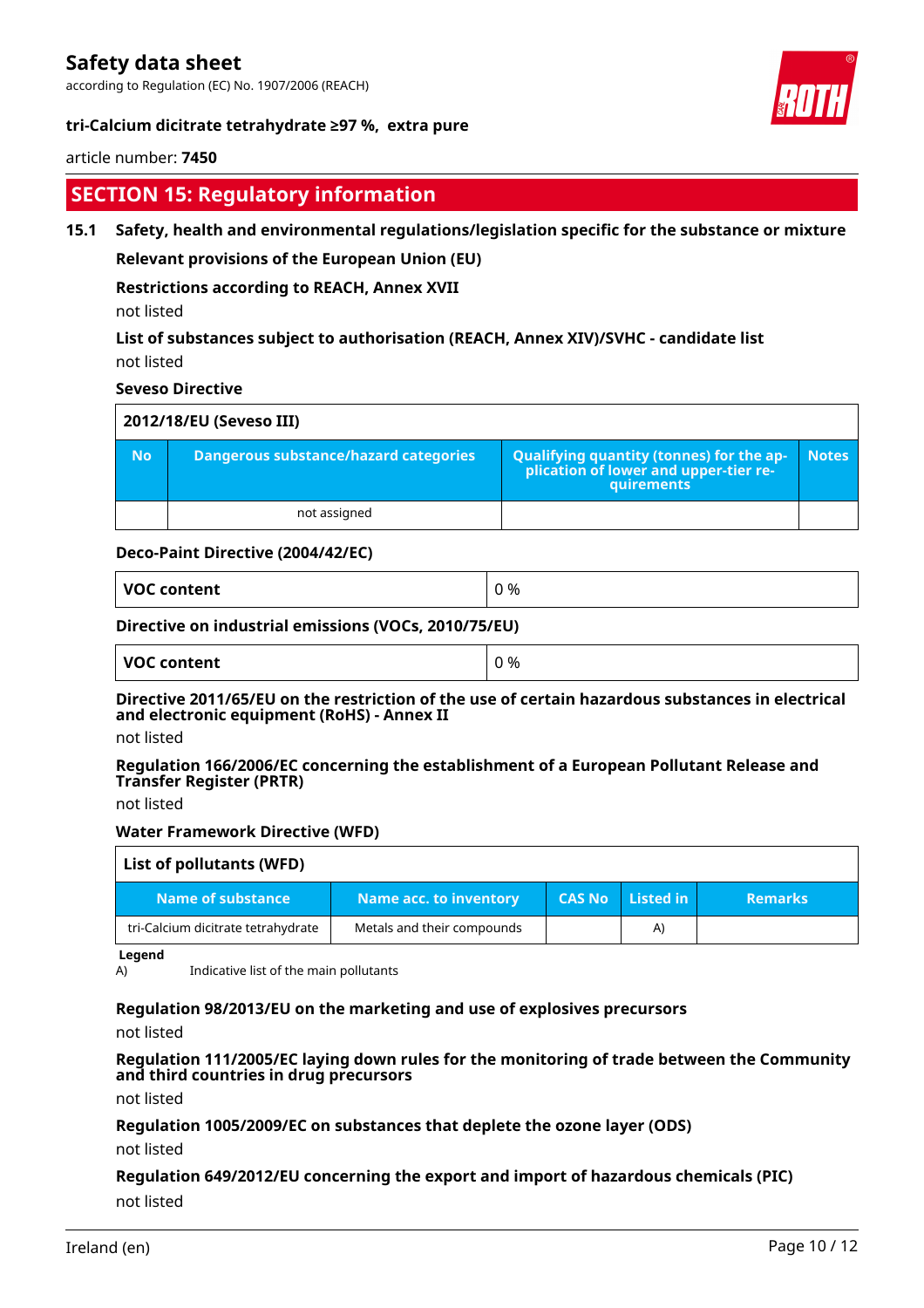## SECTION 15: Regulatory information

### 15.1 Safety, health and environmental regulations/legislation specific for the substance or mixture

**Relevant provisions of the European Union (EU)**

**Restrictions according to REACH, Annex XVII**

not listed

**List of substances subject to authorisation (REACH, Annex XIV)/SVHC - candidate list**

not listed

**Seveso Directive**

| 2012/18/EU (Seveso III) | | | |
|---|---|---|---|
| **No** | **Dangerous substance/hazard categories** | **Qualifying quantity (tonnes) for the application of lower and upper-tier requirements** | **Notes** |
| | not assigned | | |

**Deco-Paint Directive (2004/42/EC)**

| VOC content | 0 % |
|---|---|

**Directive on industrial emissions (VOCs, 2010/75/EU)**

| VOC content | 0 % |
|---|---|

**Directive 2011/65/EU on the restriction of the use of certain hazardous substances in electrical and electronic equipment (RoHS) - Annex II**

not listed

**Regulation 166/2006/EC concerning the establishment of a European Pollutant Release and Transfer Register (PRTR)**

not listed

**Water Framework Directive (WFD)**

| List of pollutants (WFD) | | | | |
|---|---|---|---|---|
| **Name of substance** | **Name acc. to inventory** | **CAS No** | **Listed in** | **Remarks** |
| tri-Calcium dicitrate tetrahydrate | Metals and their compounds | | A) | |

**Legend**

A) Indicative list of the main pollutants

**Regulation 98/2013/EU on the marketing and use of explosives precursors**

not listed

**Regulation 111/2005/EC laying down rules for the monitoring of trade between the Community and third countries in drug precursors**

not listed

**Regulation 1005/2009/EC on substances that deplete the ozone layer (ODS)**

not listed

**Regulation 649/2012/EU concerning the export and import of hazardous chemicals (PIC)**

not listed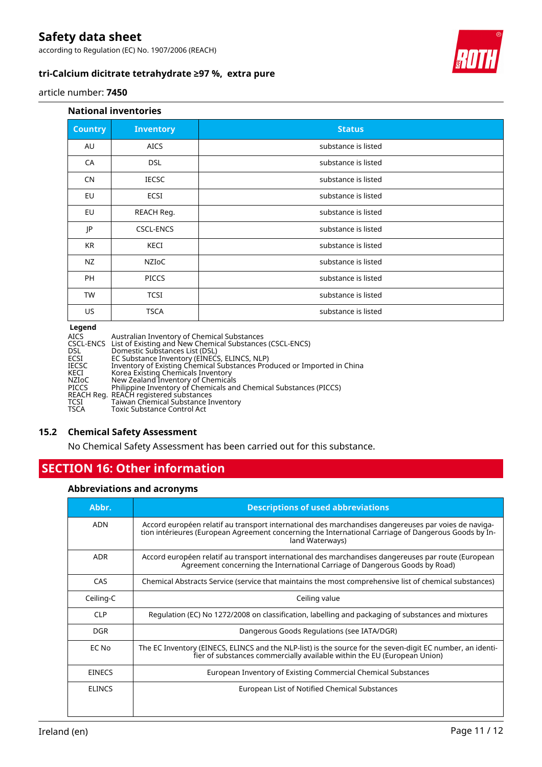### National inventories

| Country | Inventory | Status |
|---|---|---|
| AU | AICS | substance is listed |
| CA | DSL | substance is listed |
| CN | IECSC | substance is listed |
| EU | ECSI | substance is listed |
| EU | REACH Reg. | substance is listed |
| JP | CSCL-ENCS | substance is listed |
| KR | KECI | substance is listed |
| NZ | NZIoC | substance is listed |
| PH | PICCS | substance is listed |
| TW | TCSI | substance is listed |
| US | TSCA | substance is listed |

**Legend**

AICS Australian Inventory of Chemical Substances
CSCL-ENCS List of Existing and New Chemical Substances (CSCL-ENCS)
DSL Domestic Substances List (DSL)
ECSI EC Substance Inventory (EINECS, ELINCS, NLP)
IECSC Inventory of Existing Chemical Substances Produced or Imported in China
KECI Korea Existing Chemicals Inventory
NZIoC New Zealand Inventory of Chemicals
PICCS Philippine Inventory of Chemicals and Chemical Substances (PICCS)
REACH Reg. REACH registered substances
TCSI Taiwan Chemical Substance Inventory
TSCA Toxic Substance Control Act

### 15.2 Chemical Safety Assessment

No Chemical Safety Assessment has been carried out for this substance.

## SECTION 16: Other information

### Abbreviations and acronyms

| Abbr. | Descriptions of used abbreviations |
|---|---|
| ADN | Accord européen relatif au transport international des marchandises dangereuses par voies de navigation intérieures (European Agreement concerning the International Carriage of Dangerous Goods by Inland Waterways) |
| ADR | Accord européen relatif au transport international des marchandises dangereuses par route (European Agreement concerning the International Carriage of Dangerous Goods by Road) |
| CAS | Chemical Abstracts Service (service that maintains the most comprehensive list of chemical substances) |
| Ceiling-C | Ceiling value |
| CLP | Regulation (EC) No 1272/2008 on classification, labelling and packaging of substances and mixtures |
| DGR | Dangerous Goods Regulations (see IATA/DGR) |
| EC No | The EC Inventory (EINECS, ELINCS and the NLP-list) is the source for the seven-digit EC number, an identifier of substances commercially available within the EU (European Union) |
| EINECS | European Inventory of Existing Commercial Chemical Substances |
| ELINCS | European List of Notified Chemical Substances |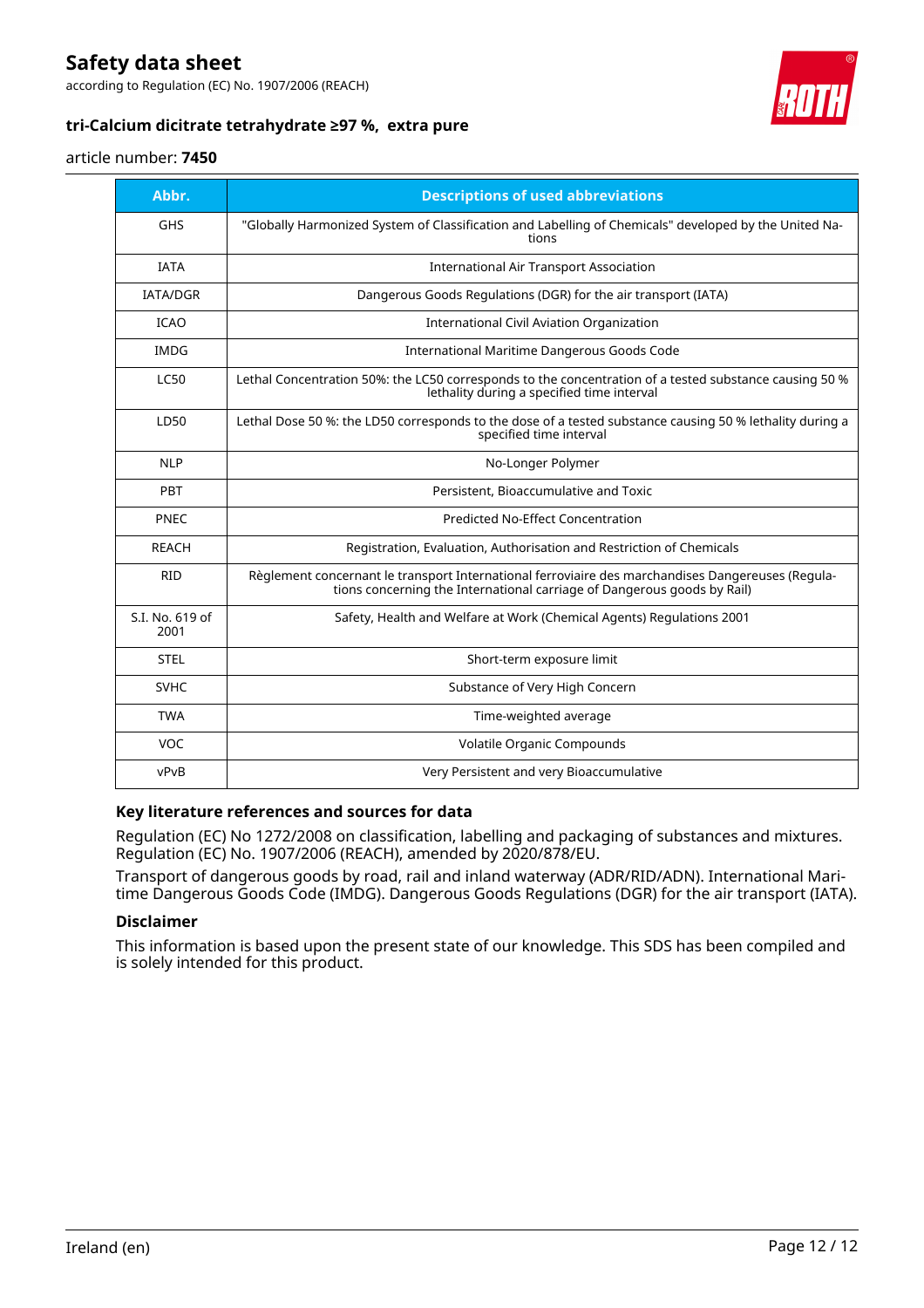| Abbr. | Descriptions of used abbreviations |
|---|---|
| GHS | "Globally Harmonized System of Classification and Labelling of Chemicals" developed by the United Nations |
| IATA | International Air Transport Association |
| IATA/DGR | Dangerous Goods Regulations (DGR) for the air transport (IATA) |
| ICAO | International Civil Aviation Organization |
| IMDG | International Maritime Dangerous Goods Code |
| LC50 | Lethal Concentration 50%: the LC50 corresponds to the concentration of a tested substance causing 50 % lethality during a specified time interval |
| LD50 | Lethal Dose 50 %: the LD50 corresponds to the dose of a tested substance causing 50 % lethality during a specified time interval |
| NLP | No-Longer Polymer |
| PBT | Persistent, Bioaccumulative and Toxic |
| PNEC | Predicted No-Effect Concentration |
| REACH | Registration, Evaluation, Authorisation and Restriction of Chemicals |
| RID | Règlement concernant le transport International ferroviaire des marchandises Dangereuses (Regulations concerning the International carriage of Dangerous goods by Rail) |
| S.I. No. 619 of 2001 | Safety, Health and Welfare at Work (Chemical Agents) Regulations 2001 |
| STEL | Short-term exposure limit |
| SVHC | Substance of Very High Concern |
| TWA | Time-weighted average |
| VOC | Volatile Organic Compounds |
| vPvB | Very Persistent and very Bioaccumulative |

### Key literature references and sources for data

Regulation (EC) No 1272/2008 on classification, labelling and packaging of substances and mixtures. Regulation (EC) No. 1907/2006 (REACH), amended by 2020/878/EU.

Transport of dangerous goods by road, rail and inland waterway (ADR/RID/ADN). International Maritime Dangerous Goods Code (IMDG). Dangerous Goods Regulations (DGR) for the air transport (IATA).

### Disclaimer

This information is based upon the present state of our knowledge. This SDS has been compiled and is solely intended for this product.